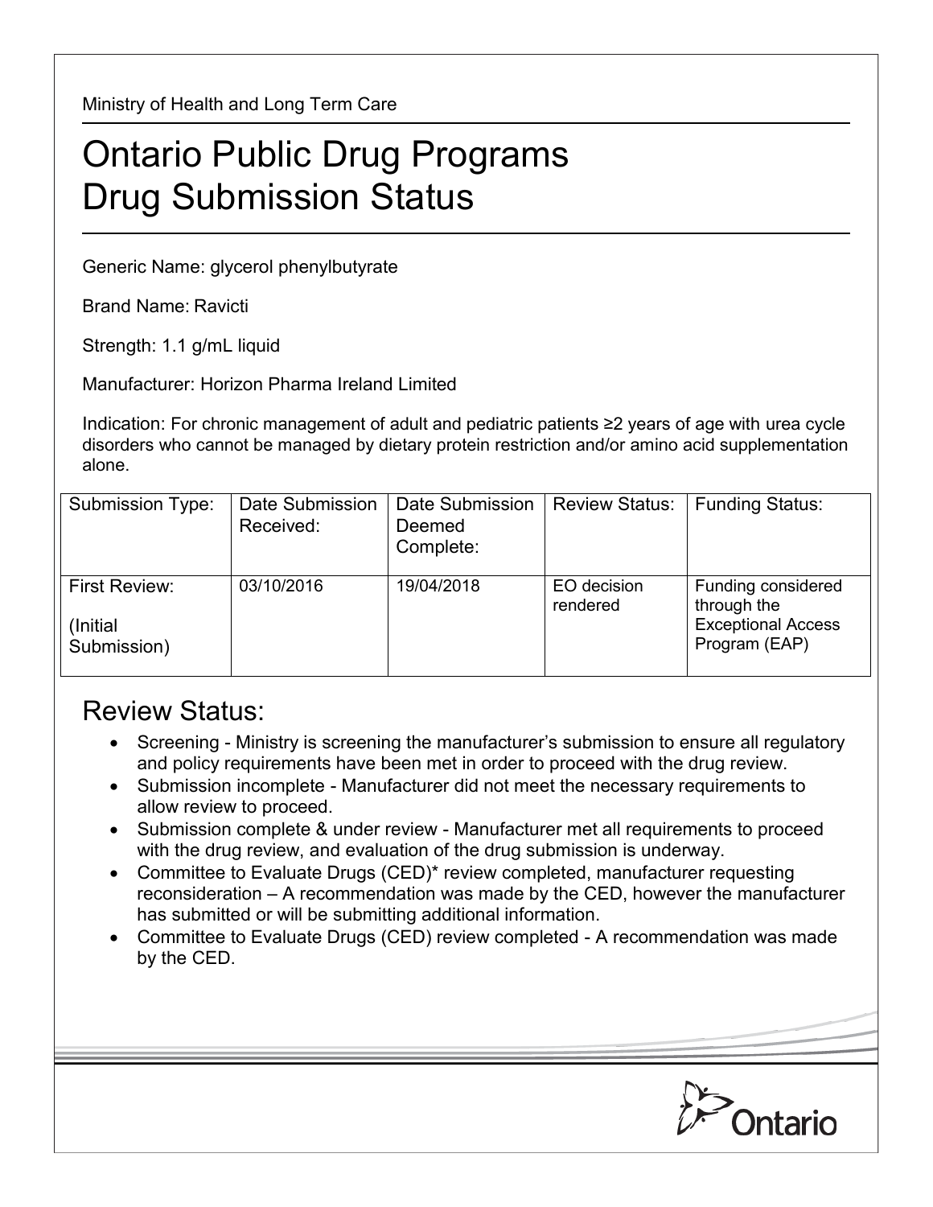Ministry of Health and Long Term Care

# Ontario Public Drug Programs Drug Submission Status

Generic Name: glycerol phenylbutyrate

Brand Name: Ravicti

Strength: 1.1 g/mL liquid

Manufacturer: Horizon Pharma Ireland Limited

Indication: For chronic management of adult and pediatric patients ≥2 years of age with urea cycle disorders who cannot be managed by dietary protein restriction and/or amino acid supplementation alone.

| Submission Type: | Date Submission Received: | Date Submission Deemed Complete: | Review Status: | Funding Status: |
|---|---|---|---|---|
| First Review: (Initial Submission) | 03/10/2016 | 19/04/2018 | EO decision rendered | Funding considered through the Exceptional Access Program (EAP) |

## Review Status:

- Screening - Ministry is screening the manufacturer's submission to ensure all regulatory and policy requirements have been met in order to proceed with the drug review.
- Submission incomplete - Manufacturer did not meet the necessary requirements to allow review to proceed.
- Submission complete & under review - Manufacturer met all requirements to proceed with the drug review, and evaluation of the drug submission is underway.
- Committee to Evaluate Drugs (CED)* review completed, manufacturer requesting reconsideration – A recommendation was made by the CED, however the manufacturer has submitted or will be submitting additional information.
- Committee to Evaluate Drugs (CED) review completed - A recommendation was made by the CED.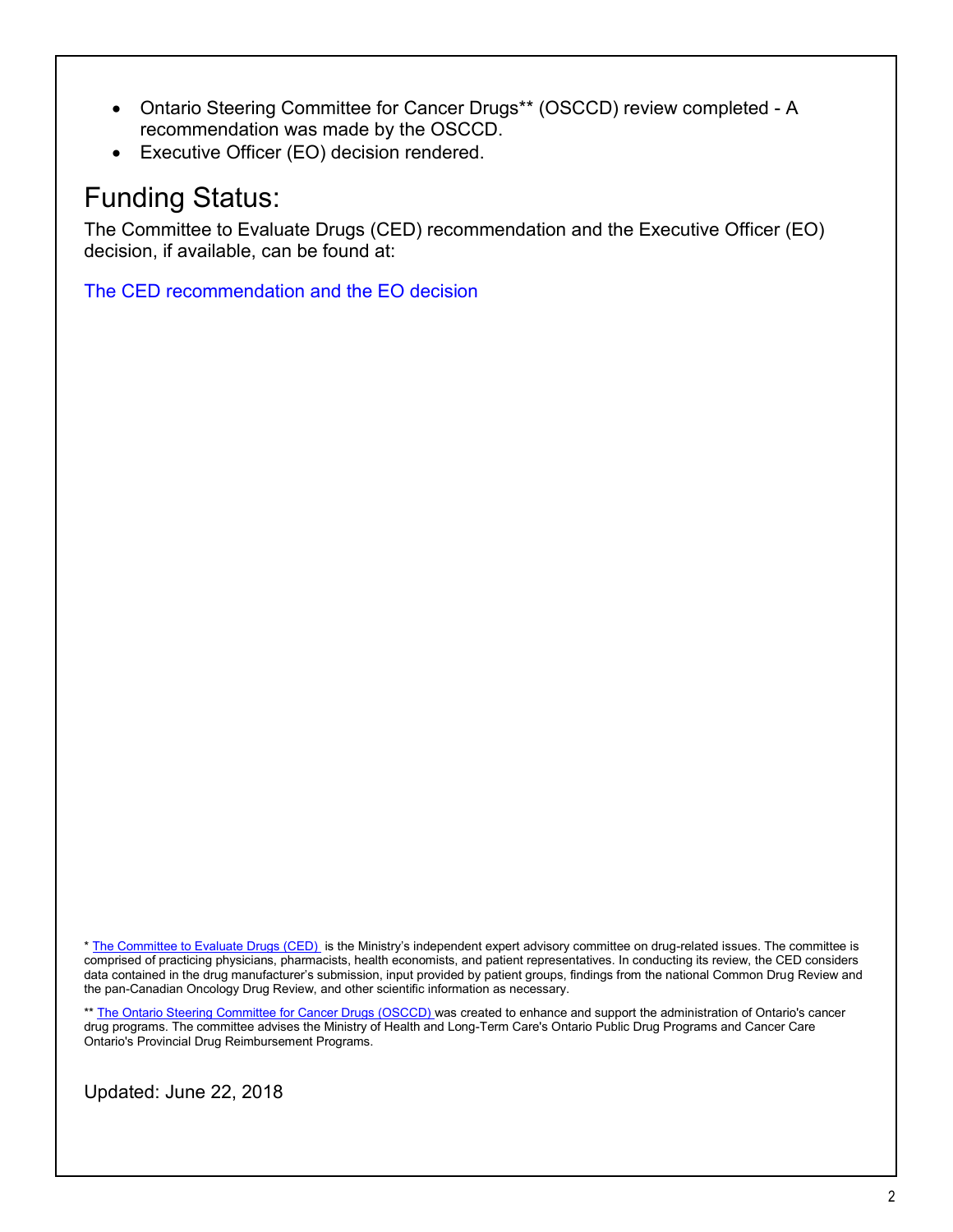- Ontario Steering Committee for Cancer Drugs** (OSCCD) review completed - A recommendation was made by the OSCCD.
- Executive Officer (EO) decision rendered.

# Funding Status:

The Committee to Evaluate Drugs (CED) recommendation and the Executive Officer (EO) decision, if available, can be found at:

The CED recommendation and the EO decision

* The Committee to Evaluate Drugs (CED) is the Ministry's independent expert advisory committee on drug-related issues. The committee is comprised of practicing physicians, pharmacists, health economists, and patient representatives. In conducting its review, the CED considers data contained in the drug manufacturer's submission, input provided by patient groups, findings from the national Common Drug Review and the pan-Canadian Oncology Drug Review, and other scientific information as necessary.

** The Ontario Steering Committee for Cancer Drugs (OSCCD) was created to enhance and support the administration of Ontario's cancer drug programs. The committee advises the Ministry of Health and Long-Term Care's Ontario Public Drug Programs and Cancer Care Ontario's Provincial Drug Reimbursement Programs.

Updated: June 22, 2018